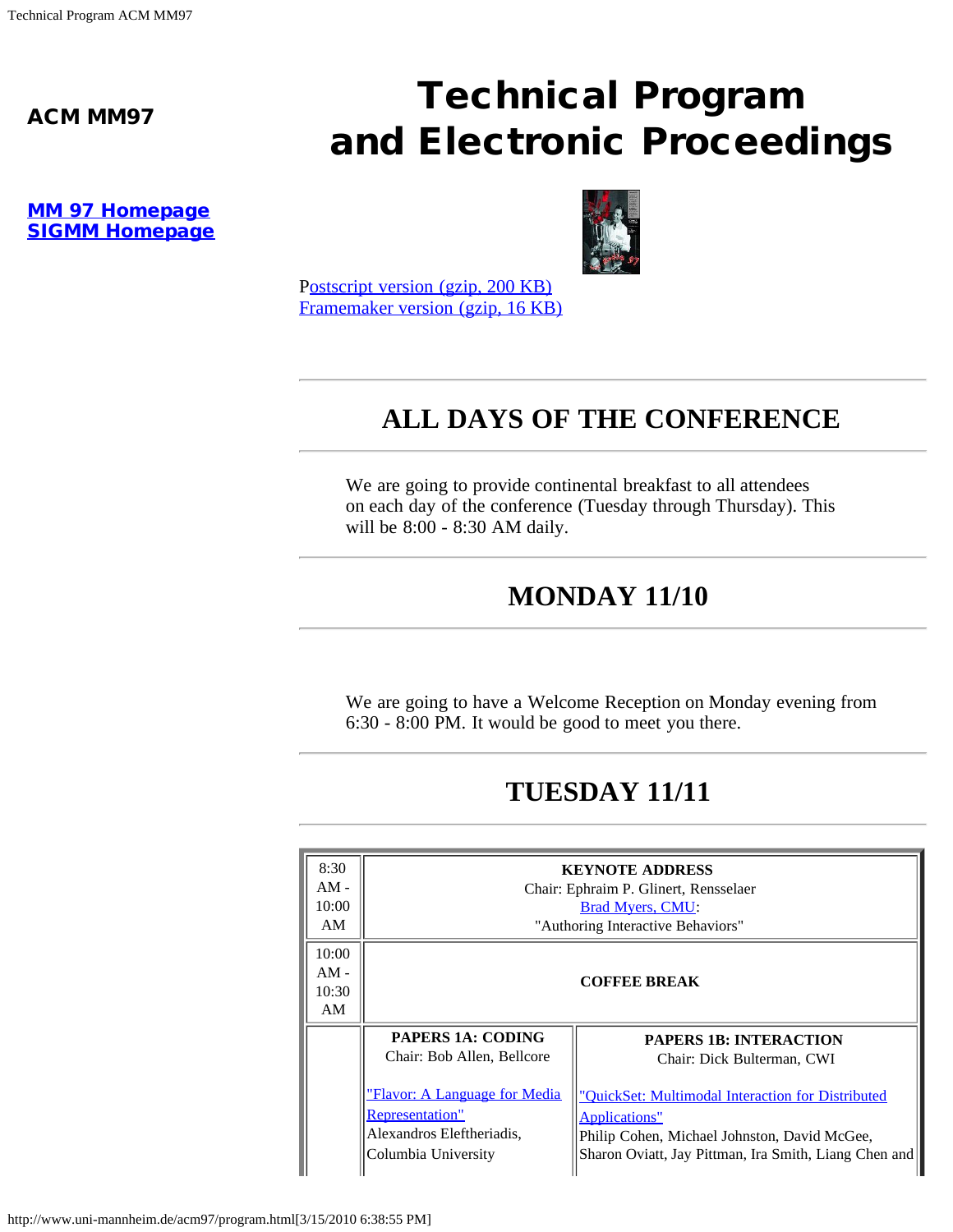**ACM MM97**

**MM 97 Homepage**
**SIGMM Homepage**

# Technical Program and Electronic Proceedings

Postscript version (gzip, 200 KB)
Framemaker version (gzip, 16 KB)

---

## ALL DAYS OF THE CONFERENCE

We are going to provide continental breakfast to all attendees on each day of the conference (Tuesday through Thursday). This will be 8:00 - 8:30 AM daily.

---

## MONDAY 11/10

We are going to have a Welcome Reception on Monday evening from 6:30 - 8:00 PM. It would be good to meet you there.

---

## TUESDAY 11/11

| Time | Session | |
|---|---|---|
| 8:30 AM - 10:00 AM | **KEYNOTE ADDRESS**<br>Chair: Ephraim P. Glinert, Rensselaer<br>Brad Myers, CMU:<br>"Authoring Interactive Behaviors" | |
| 10:00 AM - 10:30 AM | **COFFEE BREAK** | |
| | **PAPERS 1A: CODING**<br>Chair: Bob Allen, Bellcore<br><br>"Flavor: A Language for Media Representation"<br>Alexandros Eleftheriadis, Columbia University | **PAPERS 1B: INTERACTION**<br>Chair: Dick Bulterman, CWI<br><br>"QuickSet: Multimodal Interaction for Distributed Applications"<br>Philip Cohen, Michael Johnston, David McGee, Sharon Oviatt, Jay Pittman, Ira Smith, Liang Chen and |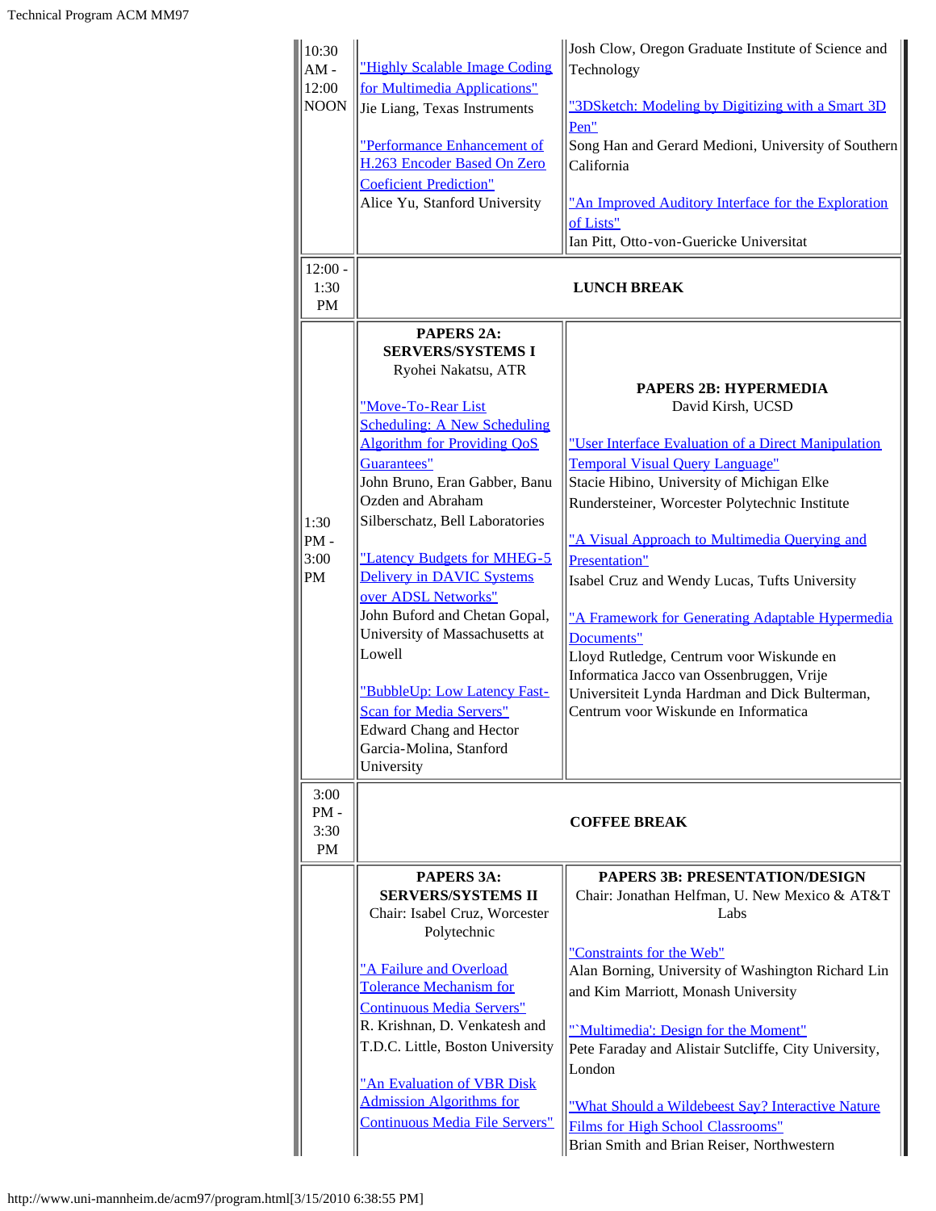| | | |
|---|---|---|
| 10:30 AM - 12:00 NOON | "Highly Scalable Image Coding for Multimedia Applications"<br>Jie Liang, Texas Instruments<br><br>"Performance Enhancement of H.263 Encoder Based On Zero Coeficient Prediction"<br>Alice Yu, Stanford University | Josh Clow, Oregon Graduate Institute of Science and Technology<br><br>"3DSketch: Modeling by Digitizing with a Smart 3D Pen"<br>Song Han and Gerard Medioni, University of Southern California<br><br>"An Improved Auditory Interface for the Exploration of Lists"<br>Ian Pitt, Otto-von-Guericke Universitat |
| 12:00 - 1:30 PM | **LUNCH BREAK** | |
| 1:30 PM - 3:00 PM | **PAPERS 2A: SERVERS/SYSTEMS I**<br>Ryohei Nakatsu, ATR<br><br>"Move-To-Rear List Scheduling: A New Scheduling Algorithm for Providing QoS Guarantees"<br>John Bruno, Eran Gabber, Banu Ozden and Abraham Silberschatz, Bell Laboratories<br><br>"Latency Budgets for MHEG-5 Delivery in DAVIC Systems over ADSL Networks"<br>John Buford and Chetan Gopal, University of Massachusetts at Lowell<br><br>"BubbleUp: Low Latency Fast-Scan for Media Servers"<br>Edward Chang and Hector Garcia-Molina, Stanford University | **PAPERS 2B: HYPERMEDIA**<br>David Kirsh, UCSD<br><br>"User Interface Evaluation of a Direct Manipulation Temporal Visual Query Language"<br>Stacie Hibino, University of Michigan Elke Rundersteiner, Worcester Polytechnic Institute<br><br>"A Visual Approach to Multimedia Querying and Presentation"<br>Isabel Cruz and Wendy Lucas, Tufts University<br><br>"A Framework for Generating Adaptable Hypermedia Documents"<br>Lloyd Rutledge, Centrum voor Wiskunde en Informatica Jacco van Ossenbruggen, Vrije Universiteit Lynda Hardman and Dick Bulterman, Centrum voor Wiskunde en Informatica |
| 3:00 PM - 3:30 PM | **COFFEE BREAK** | |
| | **PAPERS 3A: SERVERS/SYSTEMS II**<br>Chair: Isabel Cruz, Worcester Polytechnic<br><br>"A Failure and Overload Tolerance Mechanism for Continuous Media Servers"<br>R. Krishnan, D. Venkatesh and T.D.C. Little, Boston University<br><br>"An Evaluation of VBR Disk Admission Algorithms for Continuous Media File Servers" | **PAPERS 3B: PRESENTATION/DESIGN**<br>Chair: Jonathan Helfman, U. New Mexico & AT&T Labs<br><br>"Constraints for the Web"<br>Alan Borning, University of Washington Richard Lin and Kim Marriott, Monash University<br><br>"`Multimedia': Design for the Moment"<br>Pete Faraday and Alistair Sutcliffe, City University, London<br><br>"What Should a Wildebeest Say? Interactive Nature Films for High School Classrooms"<br>Brian Smith and Brian Reiser, Northwestern |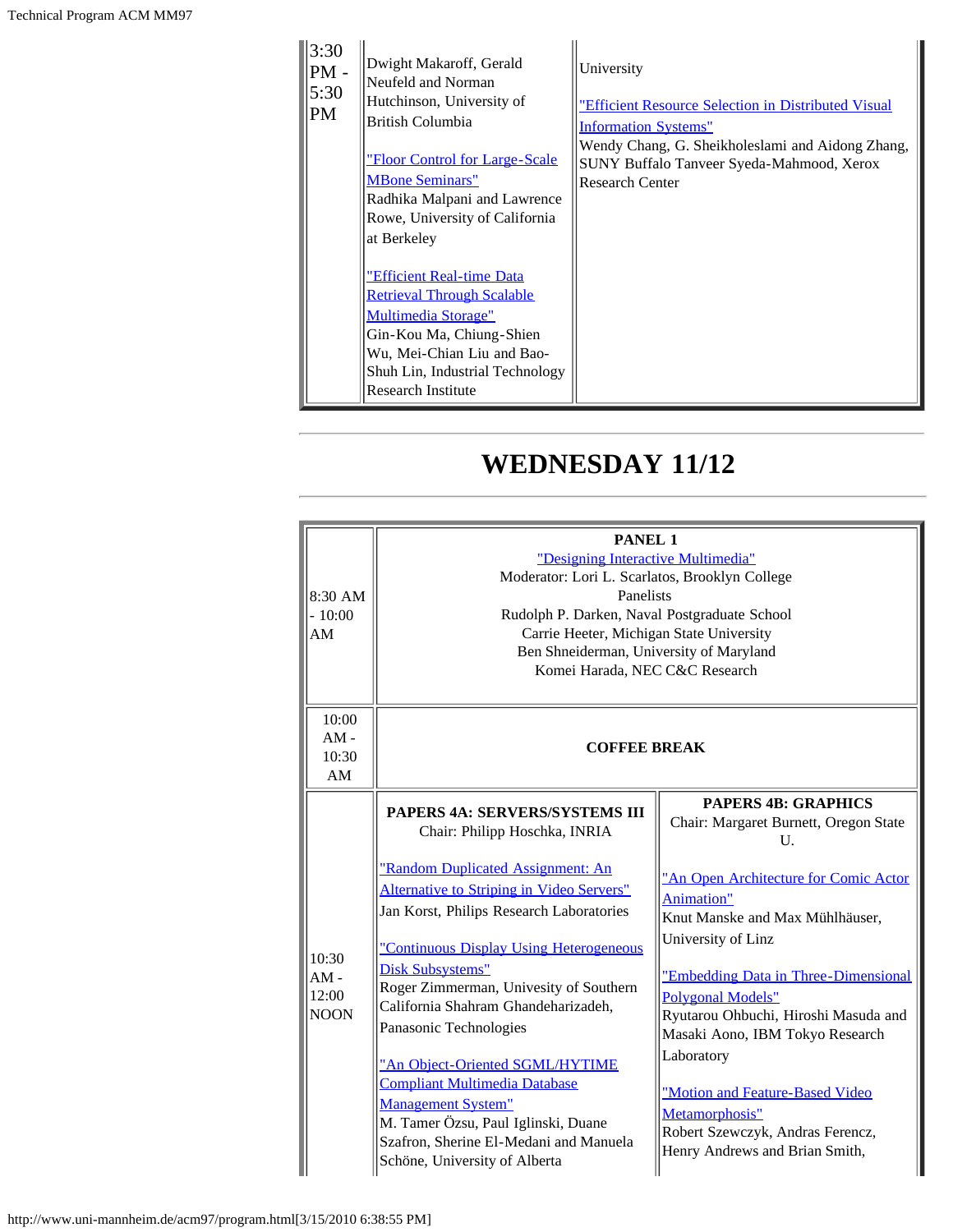| | | |
|---|---|---|
| 3:30 PM - 5:30 PM | Dwight Makaroff, Gerald Neufeld and Norman Hutchinson, University of British Columbia<br><br>"Floor Control for Large-Scale MBone Seminars"<br>Radhika Malpani and Lawrence Rowe, University of California at Berkeley<br><br>"Efficient Real-time Data Retrieval Through Scalable Multimedia Storage"<br>Gin-Kou Ma, Chiung-Shien Wu, Mei-Chian Liu and Bao-Shuh Lin, Industrial Technology Research Institute | University<br><br>"Efficient Resource Selection in Distributed Visual Information Systems"<br>Wendy Chang, G. Sheikholeslami and Aidong Zhang, SUNY Buffalo Tanveer Syeda-Mahmood, Xerox Research Center |

# WEDNESDAY 11/12

| | | |
|---|---|---|
| 8:30 AM - 10:00 AM | **PANEL 1**<br>"Designing Interactive Multimedia"<br>Moderator: Lori L. Scarlatos, Brooklyn College<br>Panelists<br>Rudolph P. Darken, Naval Postgraduate School<br>Carrie Heeter, Michigan State University<br>Ben Shneiderman, University of Maryland<br>Komei Harada, NEC C&C Research | |
| 10:00 AM - 10:30 AM | **COFFEE BREAK** | |
| 10:30 AM - 12:00 NOON | **PAPERS 4A: SERVERS/SYSTEMS III**<br>Chair: Philipp Hoschka, INRIA<br><br>"Random Duplicated Assignment: An Alternative to Striping in Video Servers"<br>Jan Korst, Philips Research Laboratories<br><br>"Continuous Display Using Heterogeneous Disk Subsystems"<br>Roger Zimmerman, Univesity of Southern California Shahram Ghandeharizadeh, Panasonic Technologies<br><br>"An Object-Oriented SGML/HYTIME Compliant Multimedia Database Management System"<br>M. Tamer Özsu, Paul Iglinski, Duane Szafron, Sherine El-Medani and Manuela Schöne, University of Alberta | **PAPERS 4B: GRAPHICS**<br>Chair: Margaret Burnett, Oregon State U.<br><br>"An Open Architecture for Comic Actor Animation"<br>Knut Manske and Max Mühlhäuser, University of Linz<br><br>"Embedding Data in Three-Dimensional Polygonal Models"<br>Ryutarou Ohbuchi, Hiroshi Masuda and Masaki Aono, IBM Tokyo Research Laboratory<br><br>"Motion and Feature-Based Video Metamorphosis"<br>Robert Szewczyk, Andras Ferencz, Henry Andrews and Brian Smith, |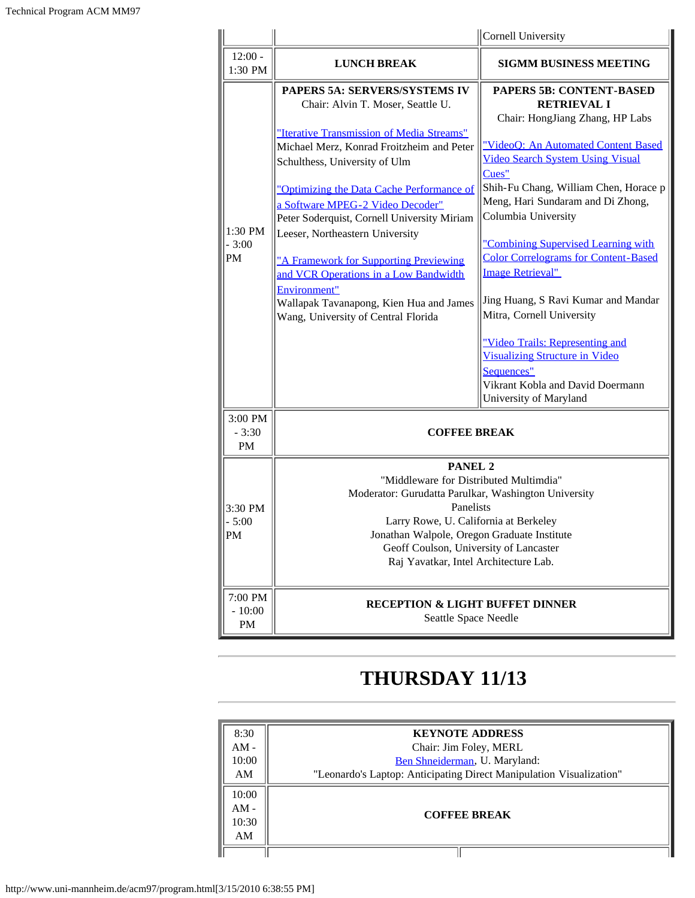| | | Cornell University |
|---|---|---|
| 12:00 - 1:30 PM | **LUNCH BREAK** | **SIGMM BUSINESS MEETING** |
| 1:30 PM - 3:00 PM | **PAPERS 5A: SERVERS/SYSTEMS IV**<br>Chair: Alvin T. Moser, Seattle U.<br><br>"Iterative Transmission of Media Streams"<br>Michael Merz, Konrad Froitzheim and Peter Schulthess, University of Ulm<br><br>"Optimizing the Data Cache Performance of a Software MPEG-2 Video Decoder"<br>Peter Soderquist, Cornell University Miriam Leeser, Northeastern University<br><br>"A Framework for Supporting Previewing and VCR Operations in a Low Bandwidth Environment"<br>Wallapak Tavanapong, Kien Hua and James Wang, University of Central Florida | **PAPERS 5B: CONTENT-BASED RETRIEVAL I**<br>Chair: HongJiang Zhang, HP Labs<br><br>"VideoQ: An Automated Content Based Video Search System Using Visual Cues"<br>Shih-Fu Chang, William Chen, Horace p Meng, Hari Sundaram and Di Zhong, Columbia University<br><br>"Combining Supervised Learning with Color Correlograms for Content-Based Image Retrieval"<br><br>Jing Huang, S Ravi Kumar and Mandar Mitra, Cornell University<br><br>"Video Trails: Representing and Visualizing Structure in Video Sequences"<br>Vikrant Kobla and David Doermann University of Maryland |
| 3:00 PM - 3:30 PM | **COFFEE BREAK** | |
| 3:30 PM - 5:00 PM | **PANEL 2**<br>"Middleware for Distributed Multimdia"<br>Moderator: Gurudatta Parulkar, Washington University<br>Panelists<br>Larry Rowe, U. California at Berkeley<br>Jonathan Walpole, Oregon Graduate Institute<br>Geoff Coulson, University of Lancaster<br>Raj Yavatkar, Intel Architecture Lab. | |
| 7:00 PM - 10:00 PM | **RECEPTION & LIGHT BUFFET DINNER**<br>Seattle Space Needle | |

# THURSDAY 11/13

| | | |
|---|---|---|
| 8:30 AM - 10:00 AM | **KEYNOTE ADDRESS**<br>Chair: Jim Foley, MERL<br>Ben Shneiderman, U. Maryland:<br>"Leonardo's Laptop: Anticipating Direct Manipulation Visualization" | |
| 10:00 AM - 10:30 AM | **COFFEE BREAK** | |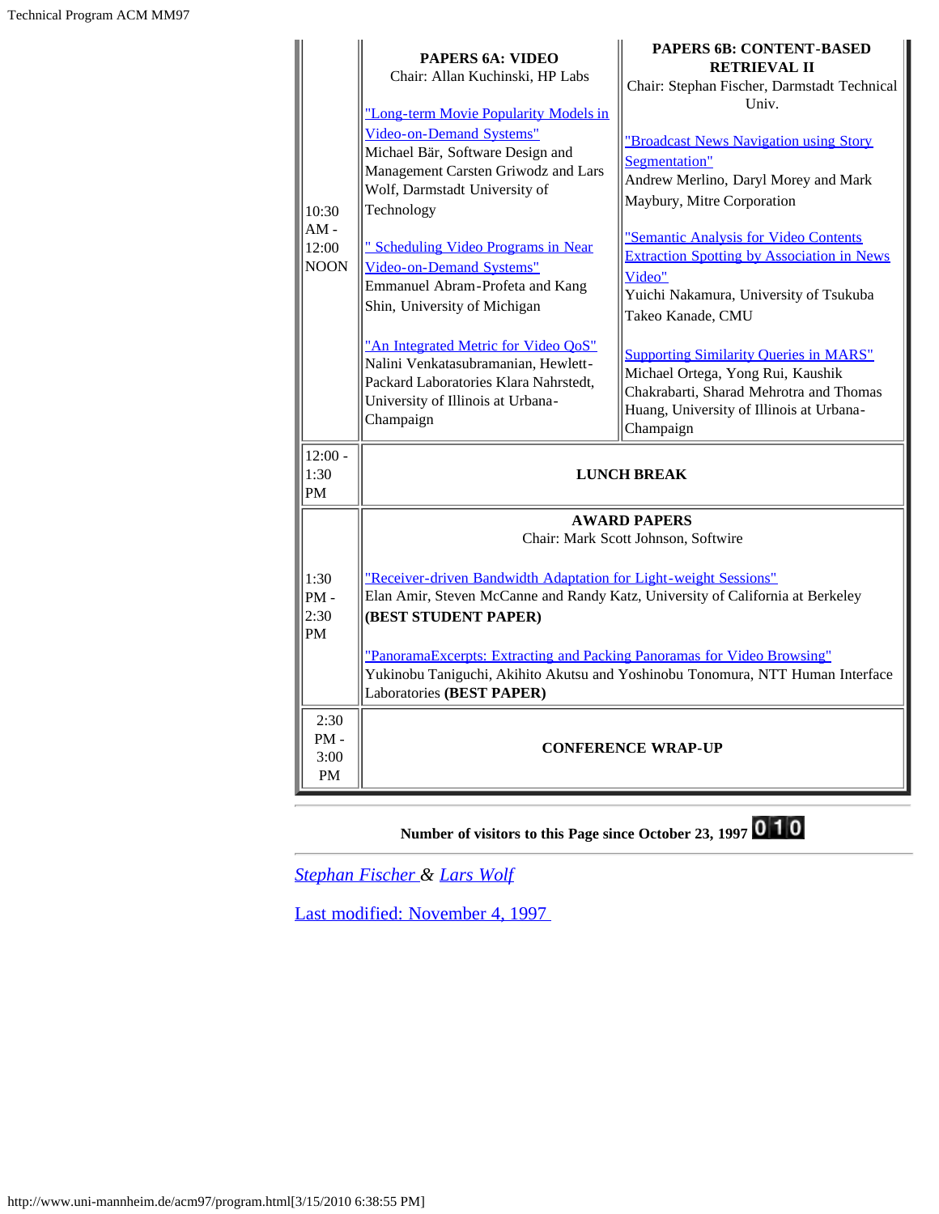| | | |
|---|---|---|
| 10:30 AM - 12:00 NOON | **PAPERS 6A: VIDEO**<br>Chair: Allan Kuchinski, HP Labs<br><br>"Long-term Movie Popularity Models in Video-on-Demand Systems"<br>Michael Bär, Software Design and Management Carsten Griwodz and Lars Wolf, Darmstadt University of Technology<br><br>" Scheduling Video Programs in Near Video-on-Demand Systems"<br>Emmanuel Abram-Profeta and Kang Shin, University of Michigan<br><br>"An Integrated Metric for Video QoS"<br>Nalini Venkatasubramanian, Hewlett-Packard Laboratories Klara Nahrstedt, University of Illinois at Urbana-Champaign | **PAPERS 6B: CONTENT-BASED RETRIEVAL II**<br>Chair: Stephan Fischer, Darmstadt Technical Univ.<br><br>"Broadcast News Navigation using Story Segmentation"<br>Andrew Merlino, Daryl Morey and Mark Maybury, Mitre Corporation<br><br>"Semantic Analysis for Video Contents Extraction Spotting by Association in News Video"<br>Yuichi Nakamura, University of Tsukuba Takeo Kanade, CMU<br><br>Supporting Similarity Queries in MARS"<br>Michael Ortega, Yong Rui, Kaushik Chakrabarti, Sharad Mehrotra and Thomas Huang, University of Illinois at Urbana-Champaign |
| 12:00 - 1:30 PM | **LUNCH BREAK** | |
| 1:30 PM - 2:30 PM | **AWARD PAPERS**<br>Chair: Mark Scott Johnson, Softwire<br><br>"Receiver-driven Bandwidth Adaptation for Light-weight Sessions"<br>Elan Amir, Steven McCanne and Randy Katz, University of California at Berkeley **(BEST STUDENT PAPER)**<br><br>"PanoramaExcerpts: Extracting and Packing Panoramas for Video Browsing"<br>Yukinobu Taniguchi, Akihito Akutsu and Yoshinobu Tonomura, NTT Human Interface Laboratories **(BEST PAPER)** | |
| 2:30 PM - 3:00 PM | **CONFERENCE WRAP-UP** | |

---

**Number of visitors to this Page since October 23, 1997** 010

---

*Stephan Fischer* & *Lars Wolf*

Last modified: November 4, 1997